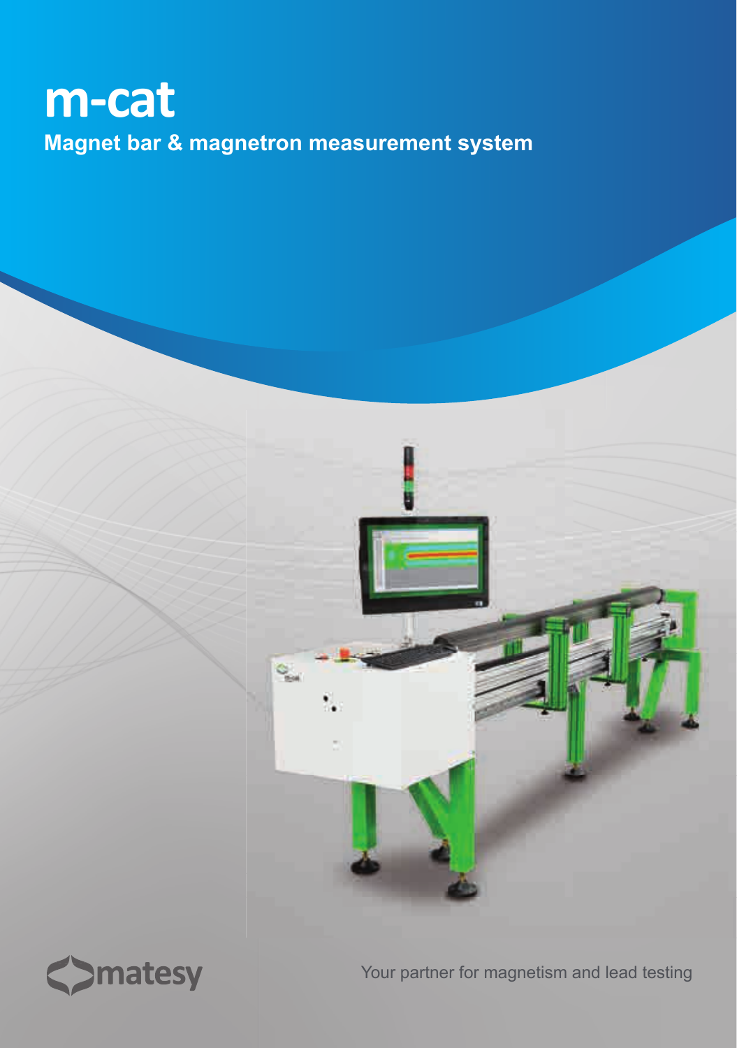# m-cat

**Magnet bar & magnetron measurement system**

matesy

Your partner for magnetism and lead testing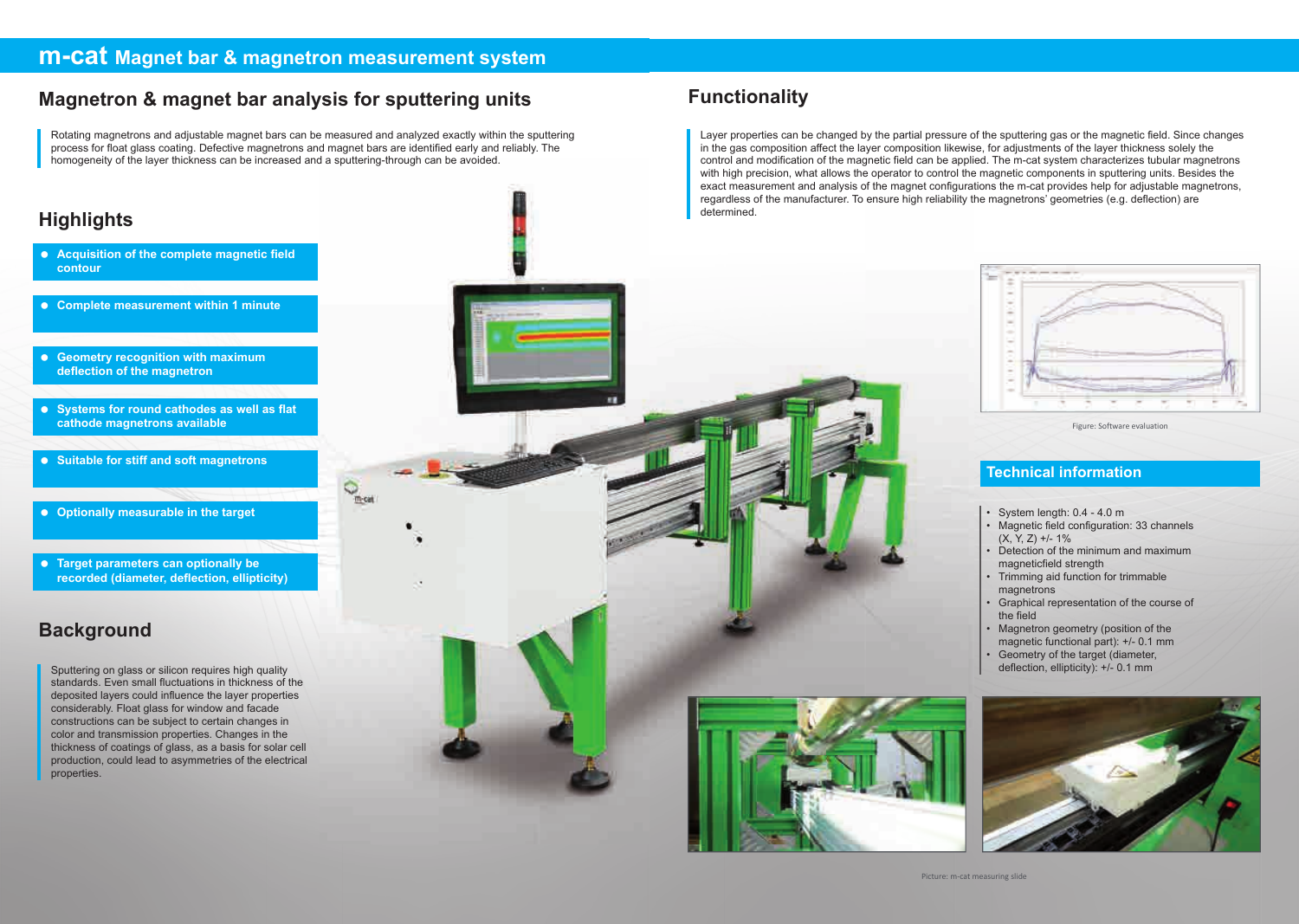# m-cat Magnet bar & magnetron measurement system

## Magnetron & magnet bar analysis for sputtering units

Rotating magnetrons and adjustable magnet bars can be measured and analyzed exactly within the sputtering process for float glass coating. Defective magnetrons and magnet bars are identified early and reliably. The homogeneity of the layer thickness can be increased and a sputtering-through can be avoided.

## Highlights

- **Acquisition of the complete magnetic field contour**
- **Complete measurement within 1 minute**
- **Geometry recognition with maximum deflection of the magnetron**
- **Systems for round cathodes as well as flat cathode magnetrons available**
- **Suitable for stiff and soft magnetrons**
- **Optionally measurable in the target**
- **Target parameters can optionally be recorded (diameter, deflection, ellipticity)**

## Background

Sputtering on glass or silicon requires high quality standards. Even small fluctuations in thickness of the deposited layers could influence the layer properties considerably. Float glass for window and facade constructions can be subject to certain changes in color and transmission properties. Changes in the thickness of coatings of glass, as a basis for solar cell production, could lead to asymmetries of the electrical properties.

## Functionality

Layer properties can be changed by the partial pressure of the sputtering gas or the magnetic field. Since changes in the gas composition affect the layer composition likewise, for adjustments of the layer thickness solely the control and modification of the magnetic field can be applied. The m-cat system characterizes tubular magnetrons with high precision, what allows the operator to control the magnetic components in sputtering units. Besides the exact measurement and analysis of the magnet configurations the m-cat provides help for adjustable magnetrons, regardless of the manufacturer. To ensure high reliability the magnetrons' geometries (e.g. deflection) are determined.

Figure: Software evaluation

## Technical information

- System length: 0.4 - 4.0 m
- Magnetic field configuration: 33 channels (X, Y, Z) +/- 1%
- Detection of the minimum and maximum magneticfield strength
- Trimming aid function for trimmable magnetrons
- Graphical representation of the course of the field
- Magnetron geometry (position of the magnetic functional part): +/- 0.1 mm
- Geometry of the target (diameter, deflection, ellipticity): +/- 0.1 mm

Picture: m-cat measuring slide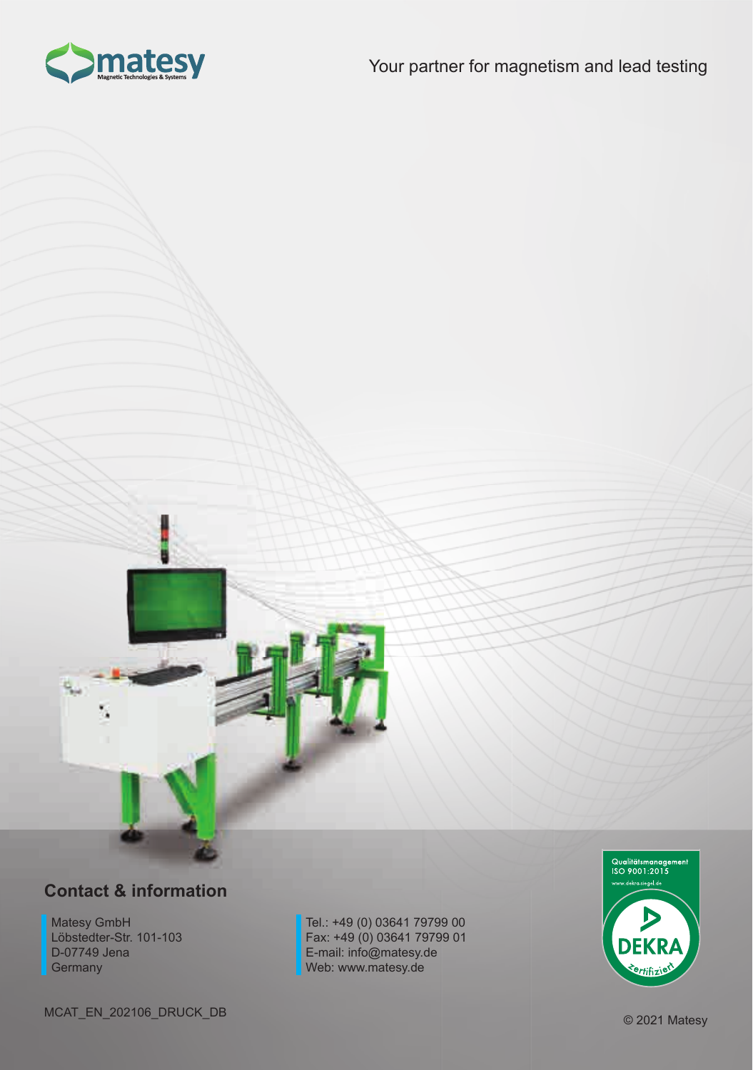Your partner for magnetism and lead testing

## Contact & information

Matesy GmbH
Löbstedter-Str. 101-103
D-07749 Jena
Germany

Tel.: +49 (0) 03641 79799 00
Fax: +49 (0) 03641 79799 01
E-mail: info@matesy.de
Web: www.matesy.de

Qualitätsmanagement
ISO 9001:2015
www.dekra-siegel.de
DEKRA
zertifiziert

MCAT_EN_202106_DRUCK_DB

© 2021 Matesy